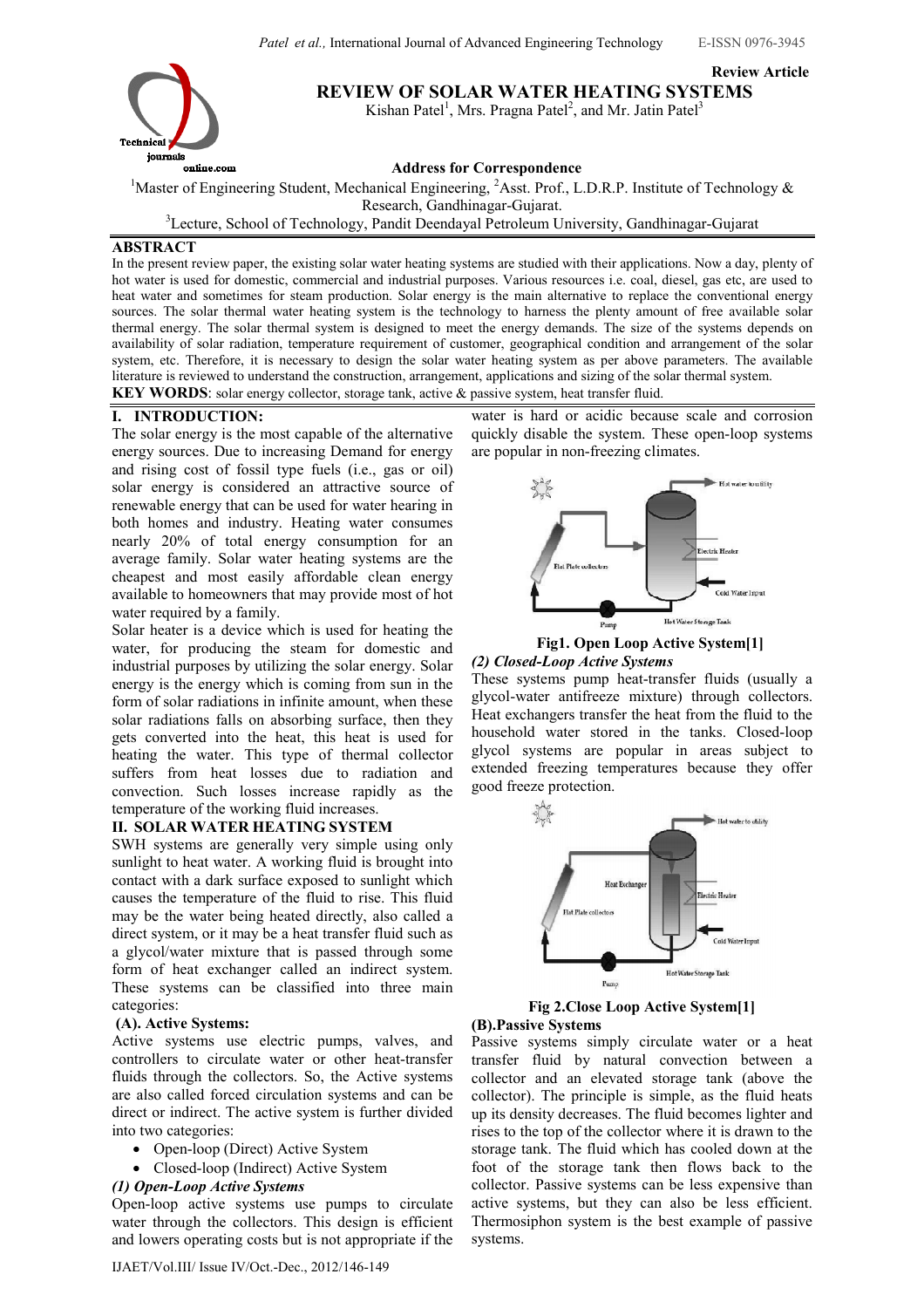Review Article

# REVIEW OF SOLAR WATER HEATING SYSTEMS

Kishan Patel[1], Mrs. Pragna Patel[2], and Mr. Jatin Patel[3]

**Address for Correspondence**

[1]Master of Engineering Student, Mechanical Engineering, [2]Asst. Prof., L.D.R.P. Institute of Technology & Research, Gandhinagar-Gujarat.
[3]Lecture, School of Technology, Pandit Deendayal Petroleum University, Gandhinagar-Gujarat

## ABSTRACT

In the present review paper, the existing solar water heating systems are studied with their applications. Now a day, plenty of hot water is used for domestic, commercial and industrial purposes. Various resources i.e. coal, diesel, gas etc, are used to heat water and sometimes for steam production. Solar energy is the main alternative to replace the conventional energy sources. The solar thermal water heating system is the technology to harness the plenty amount of free available solar thermal energy. The solar thermal system is designed to meet the energy demands. The size of the systems depends on availability of solar radiation, temperature requirement of customer, geographical condition and arrangement of the solar system, etc. Therefore, it is necessary to design the solar water heating system as per above parameters. The available literature is reviewed to understand the construction, arrangement, applications and sizing of the solar thermal system.

**KEY WORDS**: solar energy collector, storage tank, active & passive system, heat transfer fluid.

## I. INTRODUCTION:

The solar energy is the most capable of the alternative energy sources. Due to increasing Demand for energy and rising cost of fossil type fuels (i.e., gas or oil) solar energy is considered an attractive source of renewable energy that can be used for water hearing in both homes and industry. Heating water consumes nearly 20% of total energy consumption for an average family. Solar water heating systems are the cheapest and most easily affordable clean energy available to homeowners that may provide most of hot water required by a family.

Solar heater is a device which is used for heating the water, for producing the steam for domestic and industrial purposes by utilizing the solar energy. Solar energy is the energy which is coming from sun in the form of solar radiations in infinite amount, when these solar radiations falls on absorbing surface, then they gets converted into the heat, this heat is used for heating the water. This type of thermal collector suffers from heat losses due to radiation and convection. Such losses increase rapidly as the temperature of the working fluid increases.

## II. SOLAR WATER HEATING SYSTEM

SWH systems are generally very simple using only sunlight to heat water. A working fluid is brought into contact with a dark surface exposed to sunlight which causes the temperature of the fluid to rise. This fluid may be the water being heated directly, also called a direct system, or it may be a heat transfer fluid such as a glycol/water mixture that is passed through some form of heat exchanger called an indirect system. These systems can be classified into three main categories:

### (A). Active Systems:

Active systems use electric pumps, valves, and controllers to circulate water or other heat-transfer fluids through the collectors. So, the Active systems are also called forced circulation systems and can be direct or indirect. The active system is further divided into two categories:

- Open-loop (Direct) Active System
- Closed-loop (Indirect) Active System

#### *(1) Open-Loop Active Systems*

Open-loop active systems use pumps to circulate water through the collectors. This design is efficient and lowers operating costs but is not appropriate if the water is hard or acidic because scale and corrosion quickly disable the system. These open-loop systems are popular in non-freezing climates.

**Fig1. Open Loop Active System[1]**

#### *(2) Closed-Loop Active Systems*

These systems pump heat-transfer fluids (usually a glycol-water antifreeze mixture) through collectors. Heat exchangers transfer the heat from the fluid to the household water stored in the tanks. Closed-loop glycol systems are popular in areas subject to extended freezing temperatures because they offer good freeze protection.

**Fig 2.Close Loop Active System[1]**

### (B).Passive Systems

Passive systems simply circulate water or a heat transfer fluid by natural convection between a collector and an elevated storage tank (above the collector). The principle is simple, as the fluid heats up its density decreases. The fluid becomes lighter and rises to the top of the collector where it is drawn to the storage tank. The fluid which has cooled down at the foot of the storage tank then flows back to the collector. Passive systems can be less expensive than active systems, but they can also be less efficient. Thermosiphon system is the best example of passive systems.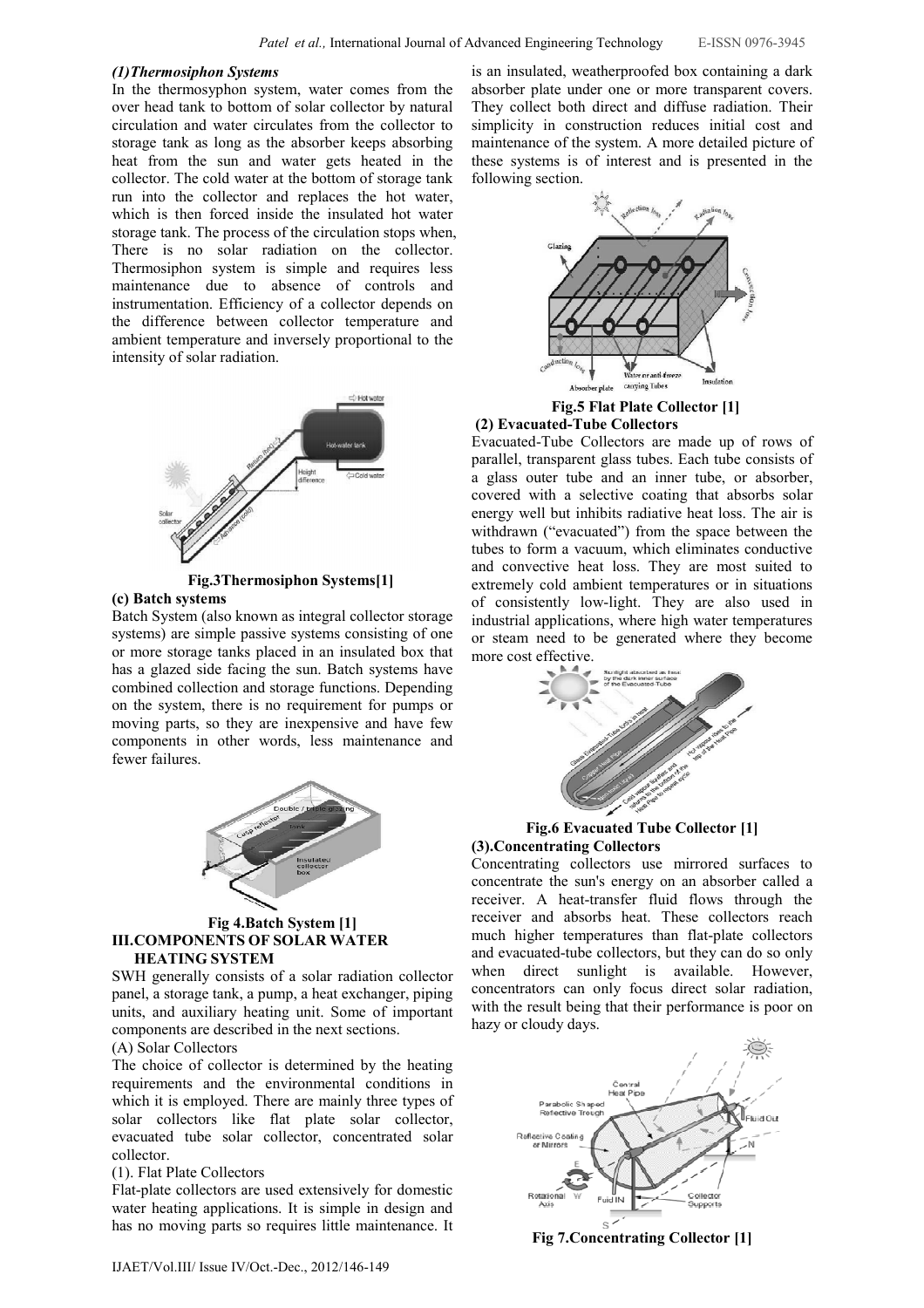***(1)Thermosiphon Systems***

In the thermosyphon system, water comes from the over head tank to bottom of solar collector by natural circulation and water circulates from the collector to storage tank as long as the absorber keeps absorbing heat from the sun and water gets heated in the collector. The cold water at the bottom of storage tank run into the collector and replaces the hot water, which is then forced inside the insulated hot water storage tank. The process of the circulation stops when, There is no solar radiation on the collector. Thermosiphon system is simple and requires less maintenance due to absence of controls and instrumentation. Efficiency of a collector depends on the difference between collector temperature and ambient temperature and inversely proportional to the intensity of solar radiation.

**Fig.3Thermosiphon Systems[1]**

**(c) Batch systems**

Batch System (also known as integral collector storage systems) are simple passive systems consisting of one or more storage tanks placed in an insulated box that has a glazed side facing the sun. Batch systems have combined collection and storage functions. Depending on the system, there is no requirement for pumps or moving parts, so they are inexpensive and have few components in other words, less maintenance and fewer failures.

**Fig 4.Batch System [1]**

## III.COMPONENTS OF SOLAR WATER HEATING SYSTEM

SWH generally consists of a solar radiation collector panel, a storage tank, a pump, a heat exchanger, piping units, and auxiliary heating unit. Some of important components are described in the next sections.

(A) Solar Collectors

The choice of collector is determined by the heating requirements and the environmental conditions in which it is employed. There are mainly three types of solar collectors like flat plate solar collector, evacuated tube solar collector, concentrated solar collector.

(1). Flat Plate Collectors

Flat-plate collectors are used extensively for domestic water heating applications. It is simple in design and has no moving parts so requires little maintenance. It is an insulated, weatherproofed box containing a dark absorber plate under one or more transparent covers. They collect both direct and diffuse radiation. Their simplicity in construction reduces initial cost and maintenance of the system. A more detailed picture of these systems is of interest and is presented in the following section.

**Fig.5 Flat Plate Collector [1]**

**(2) Evacuated-Tube Collectors**

Evacuated-Tube Collectors are made up of rows of parallel, transparent glass tubes. Each tube consists of a glass outer tube and an inner tube, or absorber, covered with a selective coating that absorbs solar energy well but inhibits radiative heat loss. The air is withdrawn ("evacuated") from the space between the tubes to form a vacuum, which eliminates conductive and convective heat loss. They are most suited to extremely cold ambient temperatures or in situations of consistently low-light. They are also used in industrial applications, where high water temperatures or steam need to be generated where they become more cost effective.

**Fig.6 Evacuated Tube Collector [1]**

**(3).Concentrating Collectors**

Concentrating collectors use mirrored surfaces to concentrate the sun's energy on an absorber called a receiver. A heat-transfer fluid flows through the receiver and absorbs heat. These collectors reach much higher temperatures than flat-plate collectors and evacuated-tube collectors, but they can do so only when direct sunlight is available. However, concentrators can only focus direct solar radiation, with the result being that their performance is poor on hazy or cloudy days.

**Fig 7.Concentrating Collector [1]**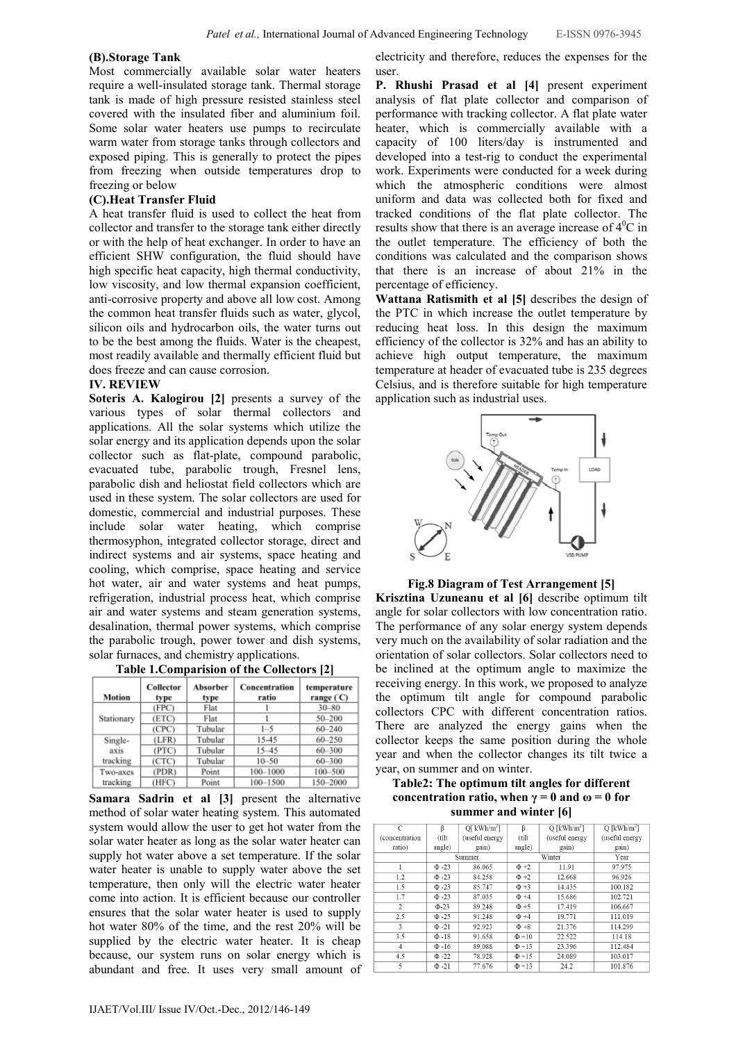**(B).Storage Tank**

Most commercially available solar water heaters require a well-insulated storage tank. Thermal storage tank is made of high pressure resisted stainless steel covered with the insulated fiber and aluminium foil. Some solar water heaters use pumps to recirculate warm water from storage tanks through collectors and exposed piping. This is generally to protect the pipes from freezing when outside temperatures drop to freezing or below

**(C).Heat Transfer Fluid**

A heat transfer fluid is used to collect the heat from collector and transfer to the storage tank either directly or with the help of heat exchanger. In order to have an efficient SHW configuration, the fluid should have high specific heat capacity, high thermal conductivity, low viscosity, and low thermal expansion coefficient, anti-corrosive property and above all low cost. Among the common heat transfer fluids such as water, glycol, silicon oils and hydrocarbon oils, the water turns out to be the best among the fluids. Water is the cheapest, most readily available and thermally efficient fluid but does freeze and can cause corrosion.

**IV. REVIEW**

**Soteris A. Kalogirou [2]** presents a survey of the various types of solar thermal collectors and applications. All the solar systems which utilize the solar energy and its application depends upon the solar collector such as flat-plate, compound parabolic, evacuated tube, parabolic trough, Fresnel lens, parabolic dish and heliostat field collectors which are used in these system. The solar collectors are used for domestic, commercial and industrial purposes. These include solar water heating, which comprise thermosyphon, integrated collector storage, direct and indirect systems and air systems, space heating and cooling, which comprise, space heating and service hot water, air and water systems and heat pumps, refrigeration, industrial process heat, which comprise air and water systems and steam generation systems, desalination, thermal power systems, which comprise the parabolic trough, power tower and dish systems, solar furnaces, and chemistry applications.

**Table 1.Comparision of the Collectors [2]**

| Motion | Collector type | Absorber type | Concentration ratio | temperature range (°C) |
|---|---|---|---|---|
| Stationary | (FPC) | Flat | 1 | 30–80 |
| | (ETC) | Flat | 1 | 50–200 |
| | (CPC) | Tubular | 1–5 | 60–240 |
| Single-axis tracking | (LFR) | Tubular | 15-45 | 60–250 |
| | (PTC) | Tubular | 15–45 | 60–300 |
| | (CTC) | Tubular | 10–50 | 60–300 |
| Two-axes tracking | (PDR) | Point | 100–1000 | 100–500 |
| | (HFC) | Point | 100–1500 | 150–2000 |

**Samara Sadrin et al [3]** present the alternative method of solar water heating system. This automated system would allow the user to get hot water from the solar water heater as long as the solar water heater can supply hot water above a set temperature. If the solar water heater is unable to supply water above the set temperature, then only will the electric water heater come into action. It is efficient because our controller ensures that the solar water heater is used to supply hot water 80% of the time, and the rest 20% will be supplied by the electric water heater. It is cheap because, our system runs on solar energy which is abundant and free. It uses very small amount of electricity and therefore, reduces the expenses for the user.

**P. Rhushi Prasad et al [4]** present experiment analysis of flat plate collector and comparison of performance with tracking collector. A flat plate water heater, which is commercially available with a capacity of 100 liters/day is instrumented and developed into a test-rig to conduct the experimental work. Experiments were conducted for a week during which the atmospheric conditions were almost uniform and data was collected both for fixed and tracked conditions of the flat plate collector. The results show that there is an average increase of $4^0$C in the outlet temperature. The efficiency of both the conditions was calculated and the comparison shows that there is an increase of about 21% in the percentage of efficiency.

**Wattana Ratismith et al [5]** describes the design of the PTC in which increase the outlet temperature by reducing heat loss. In this design the maximum efficiency of the collector is 32% and has an ability to achieve high output temperature, the maximum temperature at header of evacuated tube is 235 degrees Celsius, and is therefore suitable for high temperature application such as industrial uses.

**Fig.8 Diagram of Test Arrangement [5]**

**Krisztina Uzuneanu et al [6]** describe optimum tilt angle for solar collectors with low concentration ratio. The performance of any solar energy system depends very much on the availability of solar radiation and the orientation of solar collectors. Solar collectors need to be inclined at the optimum angle to maximize the receiving energy. In this work, we proposed to analyze the optimum tilt angle for compound parabolic collectors CPC with different concentration ratios. There are analyzed the energy gains when the collector keeps the same position during the whole year and when the collector changes its tilt twice a year, on summer and on winter.

**Table2: The optimum tilt angles for different concentration ratio, when $\gamma = 0$ and $\omega = 0$ for summer and winter [6]**

| C (concentration ratio) | β (tilt angle) | Q[ kWh/m²] (useful energy gain) | β (tilt angle) | Q [kWh/m²] (useful energy gain) | Q [kWh/m²] (useful energy gain) |
|---|---|---|---|---|---|
| | Summer | | Winter | | Year |
| 1 | Φ -23 | 86.065 | Φ +2 | 11.91 | 97.975 |
| 1.2 | Φ -23 | 84.258 | Φ +2 | 12.668 | 96.926 |
| 1.5 | Φ -23 | 85.747 | Φ +3 | 14.435 | 100.182 |
| 1.7 | Φ -23 | 87.035 | Φ +4 | 15.686 | 102.721 |
| 2 | Φ-23 | 89.248 | Φ +5 | 17.419 | 106.667 |
| 2.5 | Φ -25 | 91.248 | Φ +4 | 19.771 | 111.019 |
| 3 | Φ -21 | 92.923 | Φ +8 | 21.376 | 114.299 |
| 3.5 | Φ -18 | 91.658 | Φ +10 | 22.522 | 114.18 |
| 4 | Φ -16 | 89.088 | Φ +13 | 23.396 | 112.484 |
| 4.5 | Φ -22 | 78.928 | Φ +15 | 24.089 | 103.017 |
| 5 | Φ -21 | 77.676 | Φ +13 | 24.2 | 101.876 |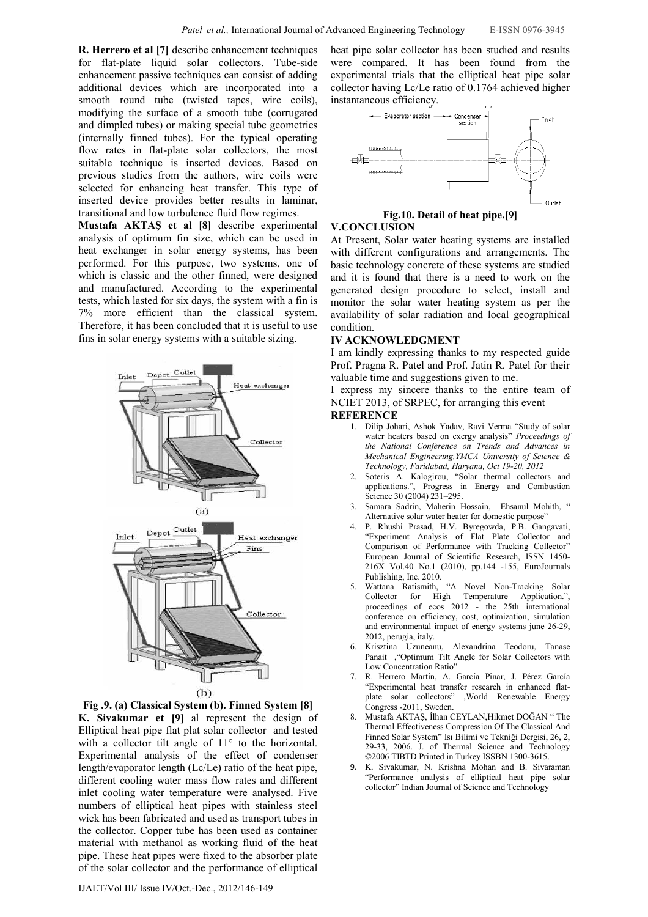**R. Herrero et al [7]** describe enhancement techniques for flat-plate liquid solar collectors. Tube-side enhancement passive techniques can consist of adding additional devices which are incorporated into a smooth round tube (twisted tapes, wire coils), modifying the surface of a smooth tube (corrugated and dimpled tubes) or making special tube geometries (internally finned tubes). For the typical operating flow rates in flat-plate solar collectors, the most suitable technique is inserted devices. Based on previous studies from the authors, wire coils were selected for enhancing heat transfer. This type of inserted device provides better results in laminar, transitional and low turbulence fluid flow regimes.

**Mustafa AKTAŞ et al [8]** describe experimental analysis of optimum fin size, which can be used in heat exchanger in solar energy systems, has been performed. For this purpose, two systems, one of which is classic and the other finned, were designed and manufactured. According to the experimental tests, which lasted for six days, the system with a fin is 7% more efficient than the classical system. Therefore, it has been concluded that it is useful to use fins in solar energy systems with a suitable sizing.

Inlet
Depot
Outlet
Heat exchanger
Collector
(a)

Inlet
Depot
Outlet
Heat exchanger
Fins
Collector
(b)

**Fig .9. (a) Classical System (b). Finned System [8]**

**K. Sivakumar et [9]** al represent the design of Elliptical heat pipe flat plat solar collector and tested with a collector tilt angle of 11° to the horizontal. Experimental analysis of the effect of condenser length/evaporator length (Lc/Le) ratio of the heat pipe, different cooling water mass flow rates and different inlet cooling water temperature were analysed. Five numbers of elliptical heat pipes with stainless steel wick has been fabricated and used as transport tubes in the collector. Copper tube has been used as container material with methanol as working fluid of the heat pipe. These heat pipes were fixed to the absorber plate of the solar collector and the performance of elliptical heat pipe solar collector has been studied and results were compared. It has been found from the experimental trials that the elliptical heat pipe solar collector having Lc/Le ratio of 0.1764 achieved higher instantaneous efficiency.

Evaporator section
Condenser section
Inlet
Outlet

**Fig.10. Detail of heat pipe.[9]**

## V.CONCLUSION

At Present, Solar water heating systems are installed with different configurations and arrangements. The basic technology concrete of these systems are studied and it is found that there is a need to work on the generated design procedure to select, install and monitor the solar water heating system as per the availability of solar radiation and local geographical condition.

## IV ACKNOWLEDGMENT

I am kindly expressing thanks to my respected guide Prof. Pragna R. Patel and Prof. Jatin R. Patel for their valuable time and suggestions given to me.

I express my sincere thanks to the entire team of NCIET 2013, of SRPEC, for arranging this event

## REFERENCE

1. Dilip Johari, Ashok Yadav, Ravi Verma "Study of solar water heaters based on exergy analysis" *Proceedings of the National Conference on Trends and Advances in Mechanical Engineering,YMCA University of Science & Technology, Faridabad, Haryana, Oct 19-20, 2012*
2. Soteris A. Kalogirou, "Solar thermal collectors and applications.", Progress in Energy and Combustion Science 30 (2004) 231–295.
3. Samara Sadrin, Maherin Hossain, Ehsanul Mohith, " Alternative solar water heater for domestic purpose"
4. P. Rhushi Prasad, H.V. Byregowda, P.B. Gangavati, "Experiment Analysis of Flat Plate Collector and Comparison of Performance with Tracking Collector" European Journal of Scientific Research, ISSN 1450-216X Vol.40 No.1 (2010), pp.144 -155, EuroJournals Publishing, Inc. 2010.
5. Wattana Ratismith, "A Novel Non-Tracking Solar Collector for High Temperature Application.", proceedings of ecos 2012 - the 25th international conference on efficiency, cost, optimization, simulation and environmental impact of energy systems june 26-29, 2012, perugia, italy.
6. Krisztina Uzuneanu, Alexandrina Teodoru, Tanase Panait ,"Optimum Tilt Angle for Solar Collectors with Low Concentration Ratio"
7. R. Herrero Martín, A. García Pinar, J. Pérez García "Experimental heat transfer research in enhanced flat-plate solar collectors" ,World Renewable Energy Congress -2011, Sweden.
8. Mustafa AKTAŞ, İlhan CEYLAN,Hikmet DOĞAN " The Thermal Effectiveness Compression Of The Classical And Finned Solar System" Isı Bilimi ve Tekniği Dergisi, 26, 2, 29-33, 2006. J. of Thermal Science and Technology ©2006 TIBTD Printed in Turkey ISSBN 1300-3615.
9. K. Sivakumar, N. Krishna Mohan and B. Sivaraman "Performance analysis of elliptical heat pipe solar collector" Indian Journal of Science and Technology